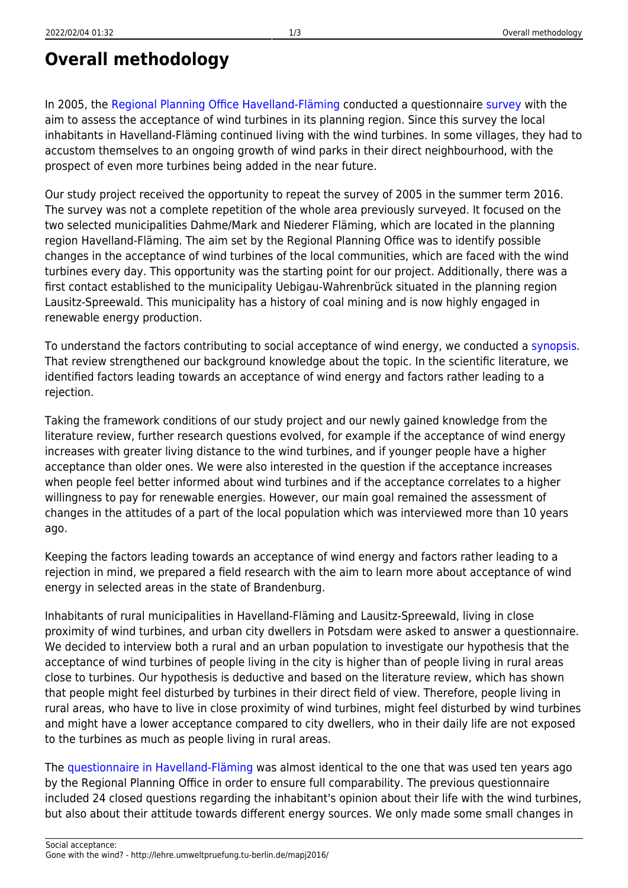# Overall methodology

In 2005, the Regional Planning Office Havelland-Fläming conducted a questionnaire survey with the aim to assess the acceptance of wind turbines in its planning region. Since this survey the local inhabitants in Havelland-Fläming continued living with the wind turbines. In some villages, they had to accustom themselves to an ongoing growth of wind parks in their direct neighbourhood, with the prospect of even more turbines being added in the near future.

Our study project received the opportunity to repeat the survey of 2005 in the summer term 2016. The survey was not a complete repetition of the whole area previously surveyed. It focused on the two selected municipalities Dahme/Mark and Niederer Fläming, which are located in the planning region Havelland-Fläming. The aim set by the Regional Planning Office was to identify possible changes in the acceptance of wind turbines of the local communities, which are faced with the wind turbines every day. This opportunity was the starting point for our project. Additionally, there was a first contact established to the municipality Uebigau-Wahrenbrück situated in the planning region Lausitz-Spreewald. This municipality has a history of coal mining and is now highly engaged in renewable energy production.

To understand the factors contributing to social acceptance of wind energy, we conducted a synopsis. That review strengthened our background knowledge about the topic. In the scientific literature, we identified factors leading towards an acceptance of wind energy and factors rather leading to a rejection.

Taking the framework conditions of our study project and our newly gained knowledge from the literature review, further research questions evolved, for example if the acceptance of wind energy increases with greater living distance to the wind turbines, and if younger people have a higher acceptance than older ones. We were also interested in the question if the acceptance increases when people feel better informed about wind turbines and if the acceptance correlates to a higher willingness to pay for renewable energies. However, our main goal remained the assessment of changes in the attitudes of a part of the local population which was interviewed more than 10 years ago.

Keeping the factors leading towards an acceptance of wind energy and factors rather leading to a rejection in mind, we prepared a field research with the aim to learn more about acceptance of wind energy in selected areas in the state of Brandenburg.

Inhabitants of rural municipalities in Havelland-Fläming and Lausitz-Spreewald, living in close proximity of wind turbines, and urban city dwellers in Potsdam were asked to answer a questionnaire. We decided to interview both a rural and an urban population to investigate our hypothesis that the acceptance of wind turbines of people living in the city is higher than of people living in rural areas close to turbines. Our hypothesis is deductive and based on the literature review, which has shown that people might feel disturbed by turbines in their direct field of view. Therefore, people living in rural areas, who have to live in close proximity of wind turbines, might feel disturbed by wind turbines and might have a lower acceptance compared to city dwellers, who in their daily life are not exposed to the turbines as much as people living in rural areas.

The questionnaire in Havelland-Fläming was almost identical to the one that was used ten years ago by the Regional Planning Office in order to ensure full comparability. The previous questionnaire included 24 closed questions regarding the inhabitant's opinion about their life with the wind turbines, but also about their attitude towards different energy sources. We only made some small changes in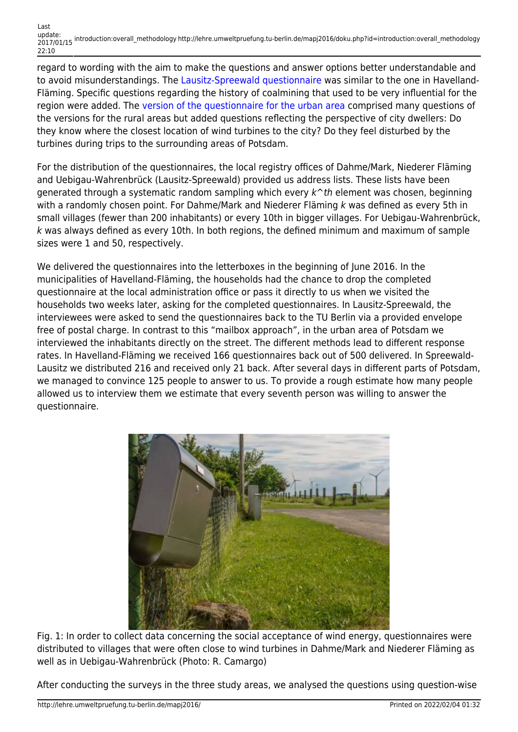regard to wording with the aim to make the questions and answer options better understandable and to avoid misunderstandings. The Lausitz-Spreewald questionnaire was similar to the one in Havelland-Fläming. Specific questions regarding the history of coalmining that used to be very influential for the region were added. The version of the questionnaire for the urban area comprised many questions of the versions for the rural areas but added questions reflecting the perspective of city dwellers: Do they know where the closest location of wind turbines to the city? Do they feel disturbed by the turbines during trips to the surrounding areas of Potsdam.

For the distribution of the questionnaires, the local registry offices of Dahme/Mark, Niederer Fläming and Uebigau-Wahrenbrück (Lausitz-Spreewald) provided us address lists. These lists have been generated through a systematic random sampling which every *k^th* element was chosen, beginning with a randomly chosen point. For Dahme/Mark and Niederer Fläming *k* was defined as every 5th in small villages (fewer than 200 inhabitants) or every 10th in bigger villages. For Uebigau-Wahrenbrück, *k* was always defined as every 10th. In both regions, the defined minimum and maximum of sample sizes were 1 and 50, respectively.

We delivered the questionnaires into the letterboxes in the beginning of June 2016. In the municipalities of Havelland-Fläming, the households had the chance to drop the completed questionnaire at the local administration office or pass it directly to us when we visited the households two weeks later, asking for the completed questionnaires. In Lausitz-Spreewald, the interviewees were asked to send the questionnaires back to the TU Berlin via a provided envelope free of postal charge. In contrast to this "mailbox approach", in the urban area of Potsdam we interviewed the inhabitants directly on the street. The different methods lead to different response rates. In Havelland-Fläming we received 166 questionnaires back out of 500 delivered. In Spreewald-Lausitz we distributed 216 and received only 21 back. After several days in different parts of Potsdam, we managed to convince 125 people to answer to us. To provide a rough estimate how many people allowed us to interview them we estimate that every seventh person was willing to answer the questionnaire.

Fig. 1: In order to collect data concerning the social acceptance of wind energy, questionnaires were distributed to villages that were often close to wind turbines in Dahme/Mark and Niederer Fläming as well as in Uebigau-Wahrenbrück (Photo: R. Camargo)

After conducting the surveys in the three study areas, we analysed the questions using question-wise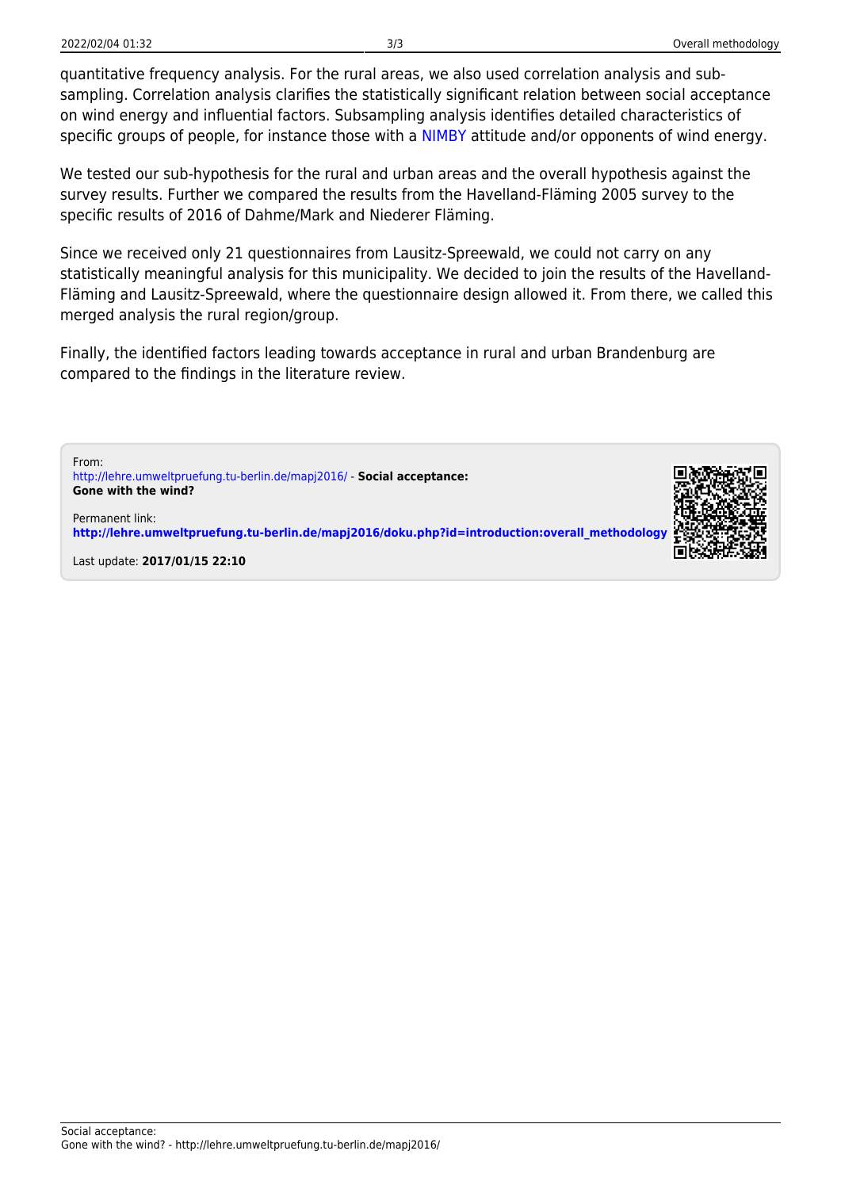quantitative frequency analysis. For the rural areas, we also used correlation analysis and sub-sampling. Correlation analysis clarifies the statistically significant relation between social acceptance on wind energy and influential factors. Subsampling analysis identifies detailed characteristics of specific groups of people, for instance those with a NIMBY attitude and/or opponents of wind energy.

We tested our sub-hypothesis for the rural and urban areas and the overall hypothesis against the survey results. Further we compared the results from the Havelland-Fläming 2005 survey to the specific results of 2016 of Dahme/Mark and Niederer Fläming.

Since we received only 21 questionnaires from Lausitz-Spreewald, we could not carry on any statistically meaningful analysis for this municipality. We decided to join the results of the Havelland-Fläming and Lausitz-Spreewald, where the questionnaire design allowed it. From there, we called this merged analysis the rural region/group.

Finally, the identified factors leading towards acceptance in rural and urban Brandenburg are compared to the findings in the literature review.

From:
http://lehre.umweltpruefung.tu-berlin.de/mapj2016/ - **Social acceptance: Gone with the wind?**

Permanent link:
**http://lehre.umweltpruefung.tu-berlin.de/mapj2016/doku.php?id=introduction:overall_methodology**

Last update: **2017/01/15 22:10**